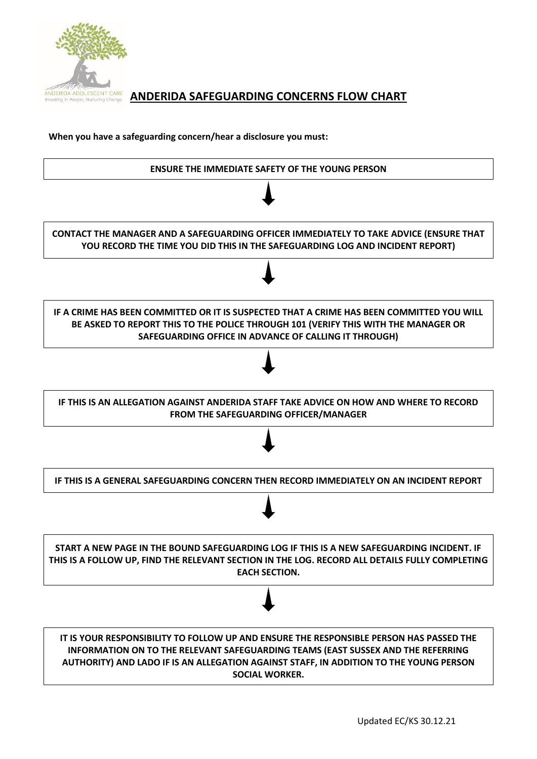ANDERIDA ADOLESCENT CARE
Investing in People, Nurturing Change

# ANDERIDA SAFEGUARDING CONCERNS FLOW CHART

**When you have a safeguarding concern/hear a disclosure you must:**

**ENSURE THE IMMEDIATE SAFETY OF THE YOUNG PERSON**

↓

**CONTACT THE MANAGER AND A SAFEGUARDING OFFICER IMMEDIATELY TO TAKE ADVICE (ENSURE THAT YOU RECORD THE TIME YOU DID THIS IN THE SAFEGUARDING LOG AND INCIDENT REPORT)**

↓

**IF A CRIME HAS BEEN COMMITTED OR IT IS SUSPECTED THAT A CRIME HAS BEEN COMMITTED YOU WILL BE ASKED TO REPORT THIS TO THE POLICE THROUGH 101 (VERIFY THIS WITH THE MANAGER OR SAFEGUARDING OFFICE IN ADVANCE OF CALLING IT THROUGH)**

↓

**IF THIS IS AN ALLEGATION AGAINST ANDERIDA STAFF TAKE ADVICE ON HOW AND WHERE TO RECORD FROM THE SAFEGUARDING OFFICER/MANAGER**

↓

**IF THIS IS A GENERAL SAFEGUARDING CONCERN THEN RECORD IMMEDIATELY ON AN INCIDENT REPORT**

↓

**START A NEW PAGE IN THE BOUND SAFEGUARDING LOG IF THIS IS A NEW SAFEGUARDING INCIDENT. IF THIS IS A FOLLOW UP, FIND THE RELEVANT SECTION IN THE LOG. RECORD ALL DETAILS FULLY COMPLETING EACH SECTION.**

↓

**IT IS YOUR RESPONSIBILITY TO FOLLOW UP AND ENSURE THE RESPONSIBLE PERSON HAS PASSED THE INFORMATION ON TO THE RELEVANT SAFEGUARDING TEAMS (EAST SUSSEX AND THE REFERRING AUTHORITY) AND LADO IF IS AN ALLEGATION AGAINST STAFF, IN ADDITION TO THE YOUNG PERSON SOCIAL WORKER.**

Updated EC/KS 30.12.21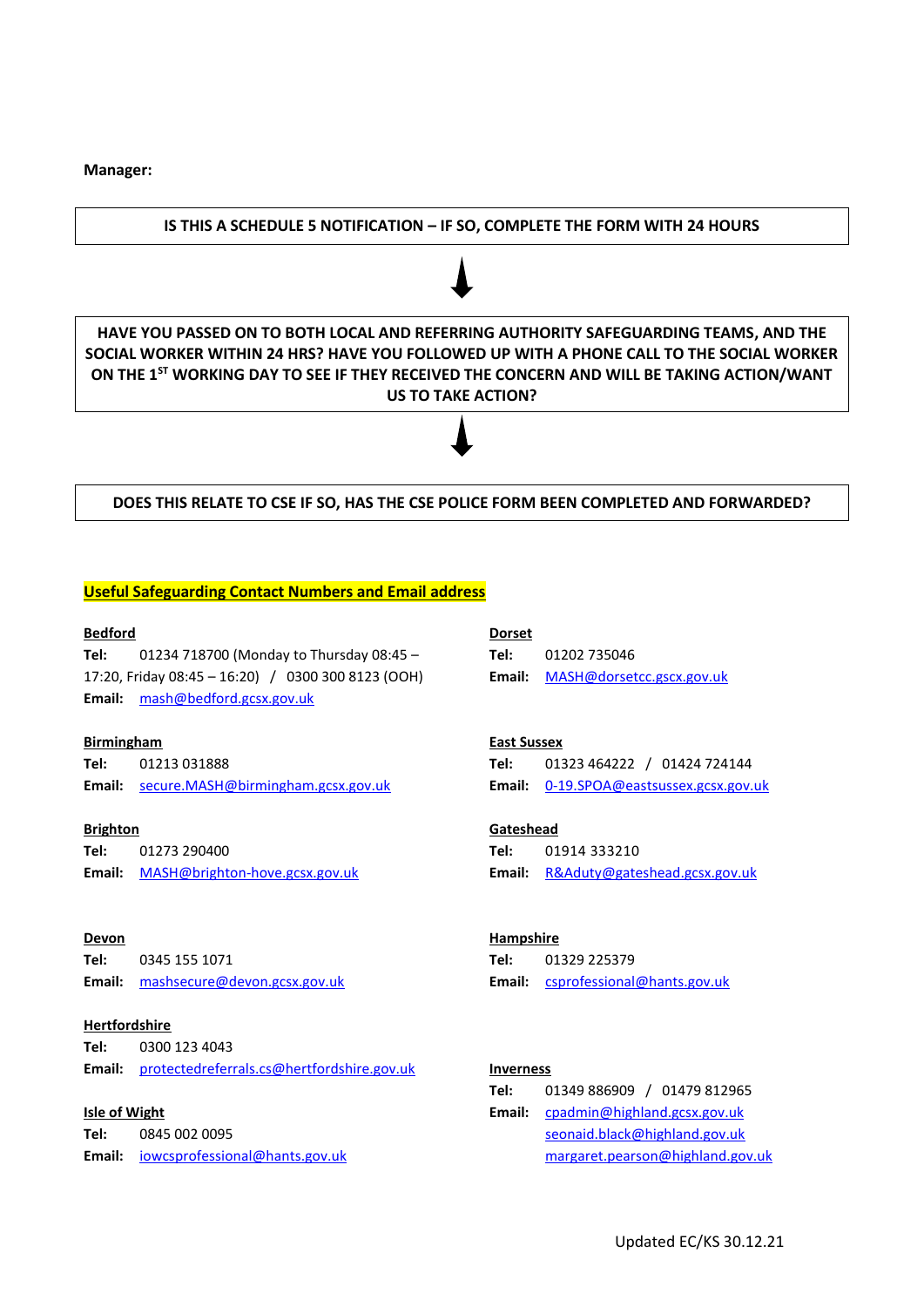**Manager:**

**IS THIS A SCHEDULE 5 NOTIFICATION – IF SO, COMPLETE THE FORM WITH 24 HOURS**

↓

**HAVE YOU PASSED ON TO BOTH LOCAL AND REFERRING AUTHORITY SAFEGUARDING TEAMS, AND THE SOCIAL WORKER WITHIN 24 HRS? HAVE YOU FOLLOWED UP WITH A PHONE CALL TO THE SOCIAL WORKER ON THE 1ST WORKING DAY TO SEE IF THEY RECEIVED THE CONCERN AND WILL BE TAKING ACTION/WANT US TO TAKE ACTION?**

↓

**DOES THIS RELATE TO CSE IF SO, HAS THE CSE POLICE FORM BEEN COMPLETED AND FORWARDED?**

## Useful Safeguarding Contact Numbers and Email address

**Bedford**
**Tel:** 01234 718700 (Monday to Thursday 08:45 – 17:20, Friday 08:45 – 16:20) / 0300 300 8123 (OOH)
**Email:** mash@bedford.gcsx.gov.uk

**Birmingham**
**Tel:** 01213 031888
**Email:** secure.MASH@birmingham.gcsx.gov.uk

**Brighton**
**Tel:** 01273 290400
**Email:** MASH@brighton-hove.gcsx.gov.uk

**Devon**
**Tel:** 0345 155 1071
**Email:** mashsecure@devon.gcsx.gov.uk

**Hertfordshire**
**Tel:** 0300 123 4043
**Email:** protectedreferrals.cs@hertfordshire.gov.uk

**Isle of Wight**
**Tel:** 0845 002 0095
**Email:** iowcsprofessional@hants.gov.uk

**Dorset**
**Tel:** 01202 735046
**Email:** MASH@dorsetcc.gscx.gov.uk

**East Sussex**
**Tel:** 01323 464222 / 01424 724144
**Email:** 0-19.SPOA@eastsussex.gcsx.gov.uk

**Gateshead**
**Tel:** 01914 333210
**Email:** R&Aduty@gateshead.gcsx.gov.uk

**Hampshire**
**Tel:** 01329 225379
**Email:** csprofessional@hants.gov.uk

**Inverness**
**Tel:** 01349 886909 / 01479 812965
**Email:** cpadmin@highland.gcsx.gov.uk
seonaid.black@highland.gov.uk
margaret.pearson@highland.gov.uk

Updated EC/KS 30.12.21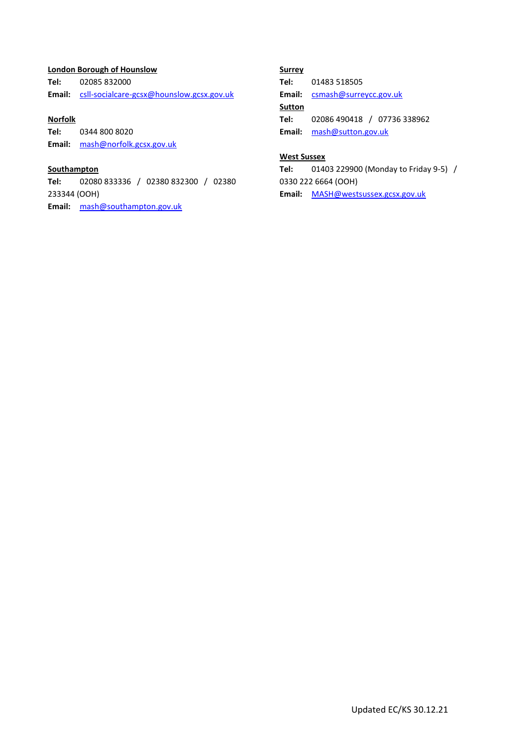**London Borough of Hounslow**

**Tel:** 02085 832000

**Email:** csll-socialcare-gcsx@hounslow.gcsx.gov.uk

**Norfolk**

**Tel:** 0344 800 8020

**Email:** mash@norfolk.gcsx.gov.uk

**Southampton**

**Tel:** 02080 833336 / 02380 832300 / 02380 233344 (OOH)

**Email:** mash@southampton.gov.uk

**Surrey**

**Tel:** 01483 518505

**Email:** csmash@surreycc.gov.uk

**Sutton**

**Tel:** 02086 490418 / 07736 338962

**Email:** mash@sutton.gov.uk

**West Sussex**

**Tel:** 01403 229900 (Monday to Friday 9-5) / 0330 222 6664 (OOH)

**Email:** MASH@westsussex.gcsx.gov.uk

Updated EC/KS 30.12.21